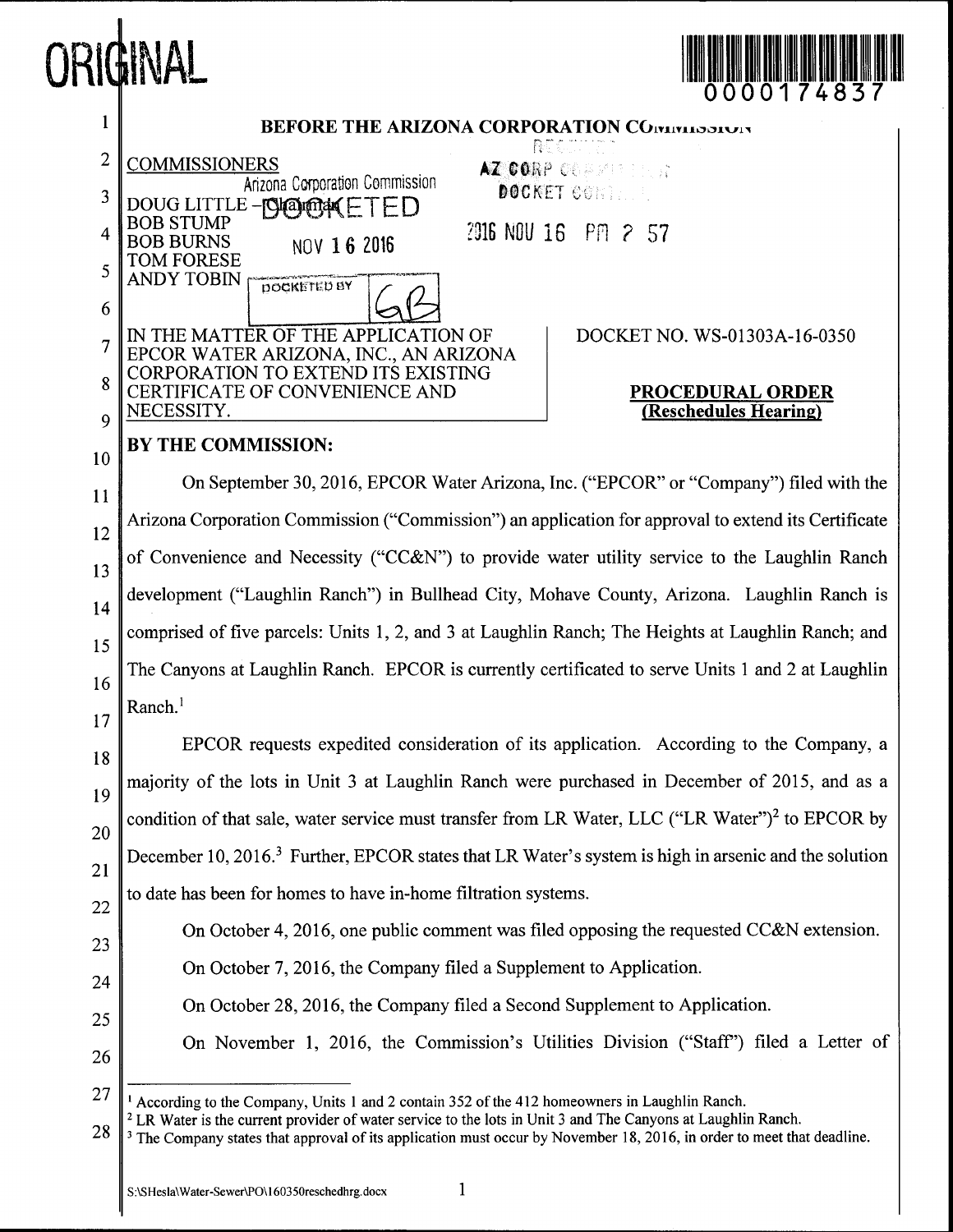ORIGINAL

0000174837

**BEFORE THE ARIZONA CORPORATION COMMISSION**

COMMISSIONERS

DOUG LITTLE – Chairman
BOB STUMP
BOB BURNS
TOM FORESE
ANDY TOBIN

Arizona Corporation Commission
DOCKETED
NOV 16 2016
DOCKETED BY GB

RECEIVED
AZ CORP COMMISSION
DOCKET CONTROL
2016 NOV 16 PM 2 57

IN THE MATTER OF THE APPLICATION OF EPCOR WATER ARIZONA, INC., AN ARIZONA CORPORATION TO EXTEND ITS EXISTING CERTIFICATE OF CONVENIENCE AND NECESSITY.

DOCKET NO. WS-01303A-16-0350

**PROCEDURAL ORDER**
**(Reschedules Hearing)**

**BY THE COMMISSION:**

On September 30, 2016, EPCOR Water Arizona, Inc. ("EPCOR" or "Company") filed with the Arizona Corporation Commission ("Commission") an application for approval to extend its Certificate of Convenience and Necessity ("CC&N") to provide water utility service to the Laughlin Ranch development ("Laughlin Ranch") in Bullhead City, Mohave County, Arizona. Laughlin Ranch is comprised of five parcels: Units 1, 2, and 3 at Laughlin Ranch; The Heights at Laughlin Ranch; and The Canyons at Laughlin Ranch. EPCOR is currently certificated to serve Units 1 and 2 at Laughlin Ranch.[1]

EPCOR requests expedited consideration of its application. According to the Company, a majority of the lots in Unit 3 at Laughlin Ranch were purchased in December of 2015, and as a condition of that sale, water service must transfer from LR Water, LLC ("LR Water")[2] to EPCOR by December 10, 2016.[3] Further, EPCOR states that LR Water's system is high in arsenic and the solution to date has been for homes to have in-home filtration systems.

On October 4, 2016, one public comment was filed opposing the requested CC&N extension.

On October 7, 2016, the Company filed a Supplement to Application.

On October 28, 2016, the Company filed a Second Supplement to Application.

On November 1, 2016, the Commission's Utilities Division ("Staff") filed a Letter of

---

[1] According to the Company, Units 1 and 2 contain 352 of the 412 homeowners in Laughlin Ranch.

[2] LR Water is the current provider of water service to the lots in Unit 3 and The Canyons at Laughlin Ranch.

[3] The Company states that approval of its application must occur by November 18, 2016, in order to meet that deadline.

S:\SHesla\Water-Sewer\PO\160350reschedhrg.docx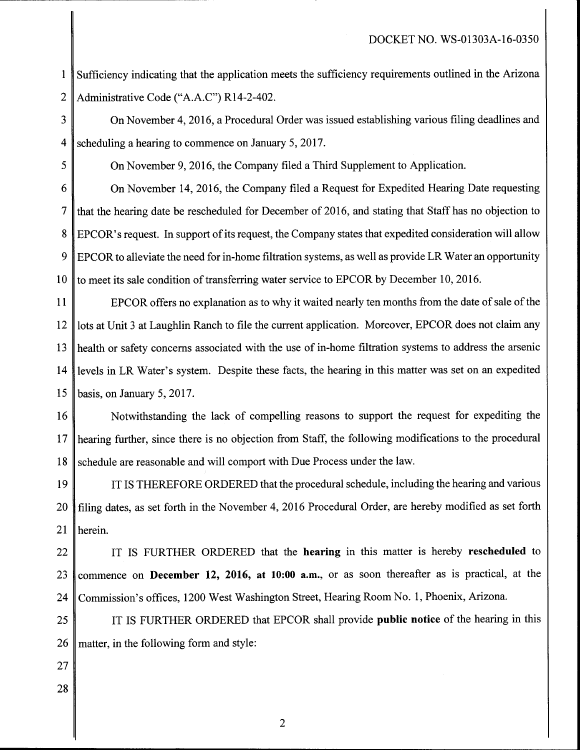Sufficiency indicating that the application meets the sufficiency requirements outlined in the Arizona Administrative Code ("A.A.C") R14-2-402.

On November 4, 2016, a Procedural Order was issued establishing various filing deadlines and scheduling a hearing to commence on January 5, 2017.

On November 9, 2016, the Company filed a Third Supplement to Application.

On November 14, 2016, the Company filed a Request for Expedited Hearing Date requesting that the hearing date be rescheduled for December of 2016, and stating that Staff has no objection to EPCOR's request. In support of its request, the Company states that expedited consideration will allow EPCOR to alleviate the need for in-home filtration systems, as well as provide LR Water an opportunity to meet its sale condition of transferring water service to EPCOR by December 10, 2016.

EPCOR offers no explanation as to why it waited nearly ten months from the date of sale of the lots at Unit 3 at Laughlin Ranch to file the current application. Moreover, EPCOR does not claim any health or safety concerns associated with the use of in-home filtration systems to address the arsenic levels in LR Water's system. Despite these facts, the hearing in this matter was set on an expedited basis, on January 5, 2017.

Notwithstanding the lack of compelling reasons to support the request for expediting the hearing further, since there is no objection from Staff, the following modifications to the procedural schedule are reasonable and will comport with Due Process under the law.

IT IS THEREFORE ORDERED that the procedural schedule, including the hearing and various filing dates, as set forth in the November 4, 2016 Procedural Order, are hereby modified as set forth herein.

IT IS FURTHER ORDERED that the **hearing** in this matter is hereby **rescheduled** to commence on **December 12, 2016, at 10:00 a.m.**, or as soon thereafter as is practical, at the Commission's offices, 1200 West Washington Street, Hearing Room No. 1, Phoenix, Arizona.

IT IS FURTHER ORDERED that EPCOR shall provide **public notice** of the hearing in this matter, in the following form and style: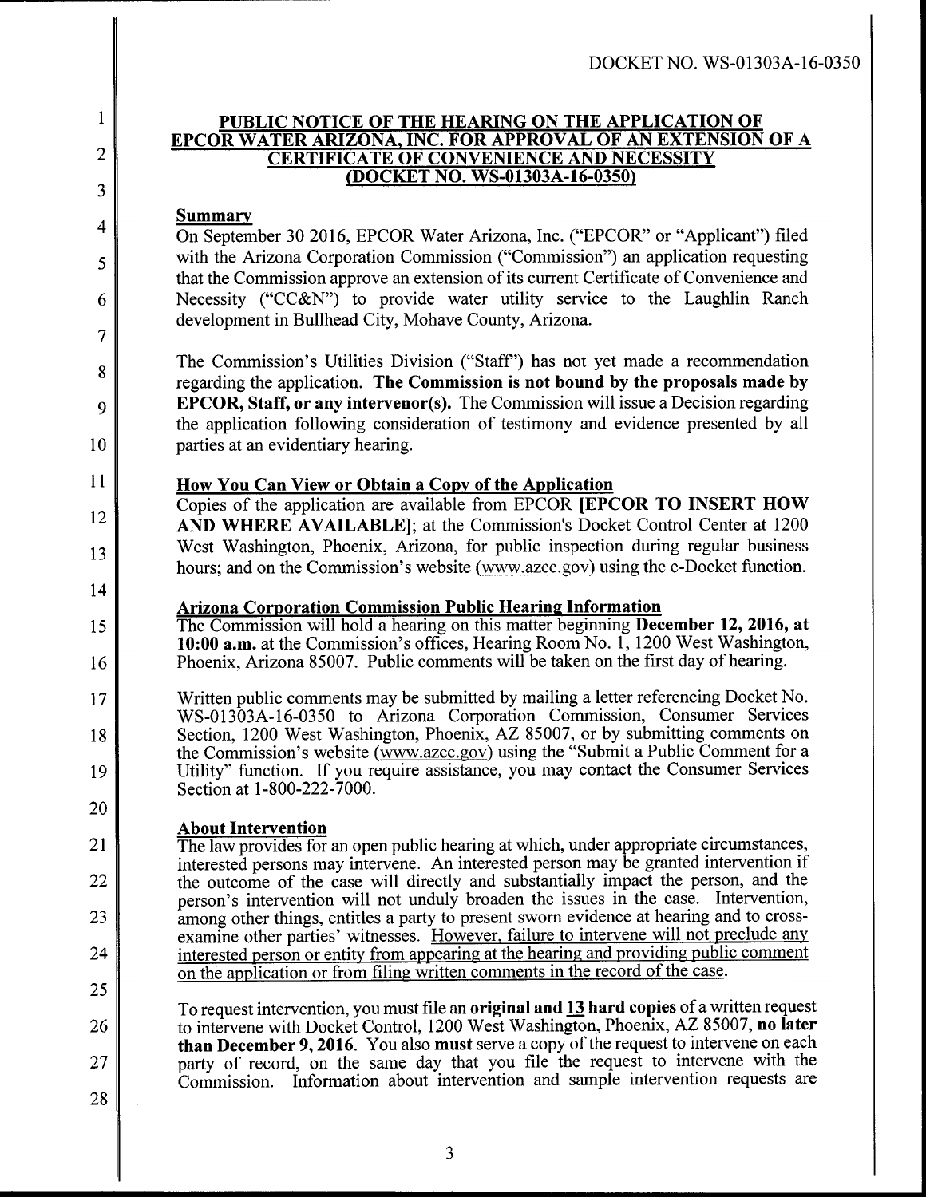DOCKET NO. WS-01303A-16-0350

## PUBLIC NOTICE OF THE HEARING ON THE APPLICATION OF EPCOR WATER ARIZONA, INC. FOR APPROVAL OF AN EXTENSION OF A CERTIFICATE OF CONVENIENCE AND NECESSITY (DOCKET NO. WS-01303A-16-0350)

### Summary

On September 30 2016, EPCOR Water Arizona, Inc. ("EPCOR" or "Applicant") filed with the Arizona Corporation Commission ("Commission") an application requesting that the Commission approve an extension of its current Certificate of Convenience and Necessity ("CC&N") to provide water utility service to the Laughlin Ranch development in Bullhead City, Mohave County, Arizona.

The Commission's Utilities Division ("Staff") has not yet made a recommendation regarding the application. **The Commission is not bound by the proposals made by EPCOR, Staff, or any intervenor(s).** The Commission will issue a Decision regarding the application following consideration of testimony and evidence presented by all parties at an evidentiary hearing.

### How You Can View or Obtain a Copy of the Application

Copies of the application are available from EPCOR **[EPCOR TO INSERT HOW AND WHERE AVAILABLE]**; at the Commission's Docket Control Center at 1200 West Washington, Phoenix, Arizona, for public inspection during regular business hours; and on the Commission's website (www.azcc.gov) using the e-Docket function.

### Arizona Corporation Commission Public Hearing Information

The Commission will hold a hearing on this matter beginning **December 12, 2016, at 10:00 a.m.** at the Commission's offices, Hearing Room No. 1, 1200 West Washington, Phoenix, Arizona 85007. Public comments will be taken on the first day of hearing.

Written public comments may be submitted by mailing a letter referencing Docket No. WS-01303A-16-0350 to Arizona Corporation Commission, Consumer Services Section, 1200 West Washington, Phoenix, AZ 85007, or by submitting comments on the Commission's website (www.azcc.gov) using the "Submit a Public Comment for a Utility" function. If you require assistance, you may contact the Consumer Services Section at 1-800-222-7000.

### About Intervention

The law provides for an open public hearing at which, under appropriate circumstances, interested persons may intervene. An interested person may be granted intervention if the outcome of the case will directly and substantially impact the person, and the person's intervention will not unduly broaden the issues in the case. Intervention, among other things, entitles a party to present sworn evidence at hearing and to cross-examine other parties' witnesses. <u>However, failure to intervene will not preclude any interested person or entity from appearing at the hearing and providing public comment on the application or from filing written comments in the record of the case.</u>

To request intervention, you must file an **original and <u>13</u> hard copies** of a written request to intervene with Docket Control, 1200 West Washington, Phoenix, AZ 85007, **no later than December 9, 2016.** You also **must** serve a copy of the request to intervene on each party of record, on the same day that you file the request to intervene with the Commission. Information about intervention and sample intervention requests are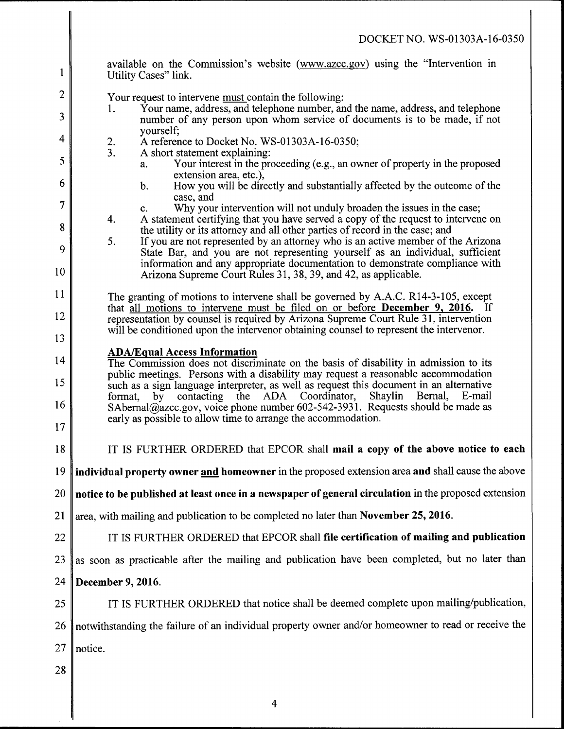available on the Commission's website (www.azcc.gov) using the "Intervention in Utility Cases" link.

Your request to intervene <u>must</u> contain the following:

1. Your name, address, and telephone number, and the name, address, and telephone number of any person upon whom service of documents is to be made, if not yourself;
2. A reference to Docket No. WS-01303A-16-0350;
3. A short statement explaining:
   a. Your interest in the proceeding (e.g., an owner of property in the proposed extension area, etc.),
   b. How you will be directly and substantially affected by the outcome of the case, and
   c. Why your intervention will not unduly broaden the issues in the case;
4. A statement certifying that you have served a copy of the request to intervene on the utility or its attorney and all other parties of record in the case; and
5. If you are not represented by an attorney who is an active member of the Arizona State Bar, and you are not representing yourself as an individual, sufficient information and any appropriate documentation to demonstrate compliance with Arizona Supreme Court Rules 31, 38, 39, and 42, as applicable.

The granting of motions to intervene shall be governed by A.A.C. R14-3-105, except that <u>all motions to intervene must be filed on or before **December 9, 2016.**</u> If representation by counsel is required by Arizona Supreme Court Rule 31, intervention will be conditioned upon the intervenor obtaining counsel to represent the intervenor.

**<u>ADA/Equal Access Information</u>**

The Commission does not discriminate on the basis of disability in admission to its public meetings. Persons with a disability may request a reasonable accommodation such as a sign language interpreter, as well as request this document in an alternative format, by contacting the ADA Coordinator, Shaylin Bernal, E-mail SAbernal@azcc.gov, voice phone number 602-542-3931. Requests should be made as early as possible to allow time to arrange the accommodation.

IT IS FURTHER ORDERED that EPCOR shall **mail a copy of the above notice to each individual property owner <u>and</u> homeowner** in the proposed extension area **and** shall cause the above **notice to be published at least once in a newspaper of general circulation** in the proposed extension area, with mailing and publication to be completed no later than **November 25, 2016.**

IT IS FURTHER ORDERED that EPCOR shall **file certification of mailing and publication** as soon as practicable after the mailing and publication have been completed, but no later than **December 9, 2016.**

IT IS FURTHER ORDERED that notice shall be deemed complete upon mailing/publication, notwithstanding the failure of an individual property owner and/or homeowner to read or receive the notice.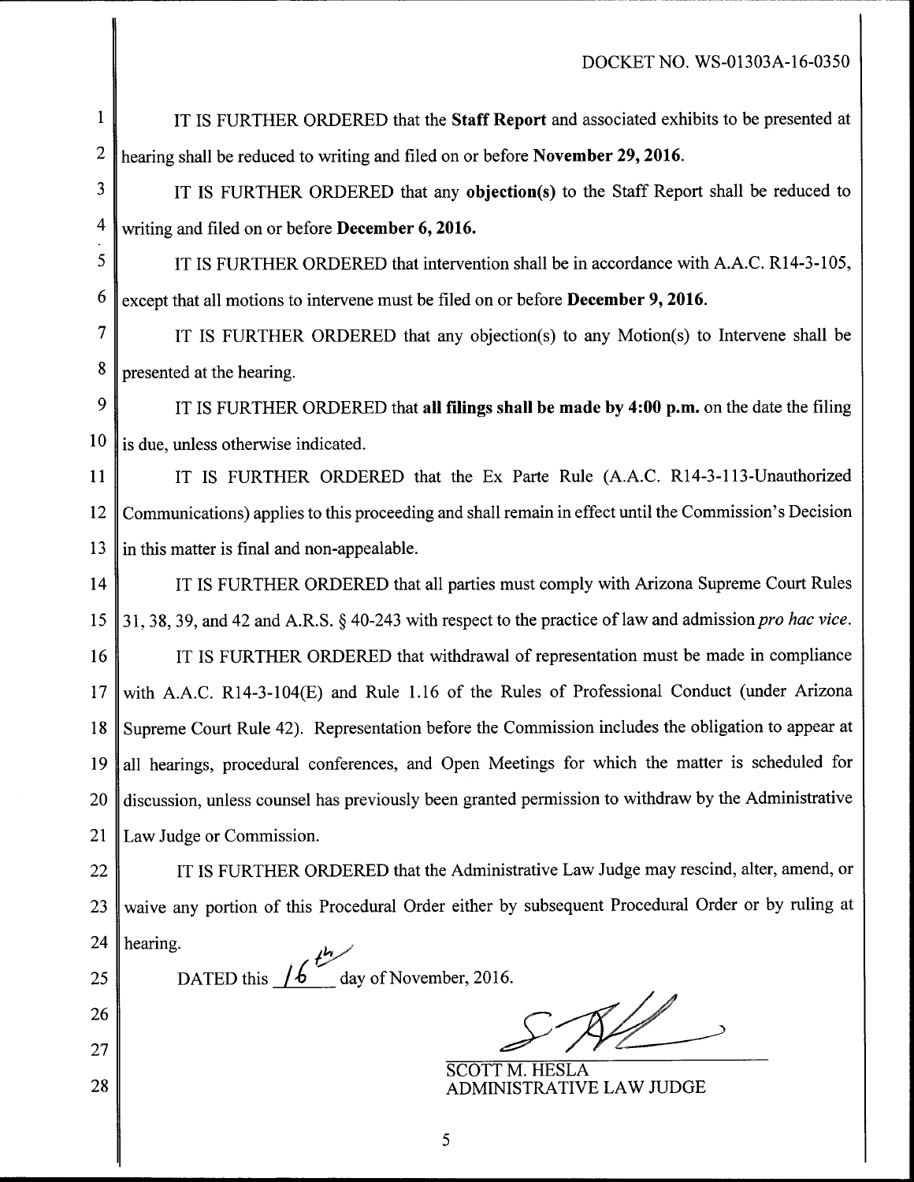DOCKET NO. WS-01303A-16-0350

IT IS FURTHER ORDERED that the **Staff Report** and associated exhibits to be presented at hearing shall be reduced to writing and filed on or before **November 29, 2016**.

IT IS FURTHER ORDERED that any **objection(s)** to the Staff Report shall be reduced to writing and filed on or before **December 6, 2016.**

IT IS FURTHER ORDERED that intervention shall be in accordance with A.A.C. R14-3-105, except that all motions to intervene must be filed on or before **December 9, 2016.**

IT IS FURTHER ORDERED that any objection(s) to any Motion(s) to Intervene shall be presented at the hearing.

IT IS FURTHER ORDERED that **all filings shall be made by 4:00 p.m.** on the date the filing is due, unless otherwise indicated.

IT IS FURTHER ORDERED that the Ex Parte Rule (A.A.C. R14-3-113-Unauthorized Communications) applies to this proceeding and shall remain in effect until the Commission's Decision in this matter is final and non-appealable.

IT IS FURTHER ORDERED that all parties must comply with Arizona Supreme Court Rules 31, 38, 39, and 42 and A.R.S. § 40-243 with respect to the practice of law and admission *pro hac vice*.

IT IS FURTHER ORDERED that withdrawal of representation must be made in compliance with A.A.C. R14-3-104(E) and Rule 1.16 of the Rules of Professional Conduct (under Arizona Supreme Court Rule 42). Representation before the Commission includes the obligation to appear at all hearings, procedural conferences, and Open Meetings for which the matter is scheduled for discussion, unless counsel has previously been granted permission to withdraw by the Administrative Law Judge or Commission.

IT IS FURTHER ORDERED that the Administrative Law Judge may rescind, alter, amend, or waive any portion of this Procedural Order either by subsequent Procedural Order or by ruling at hearing.

DATED this 16th day of November, 2016.

SCOTT M. HESLA
ADMINISTRATIVE LAW JUDGE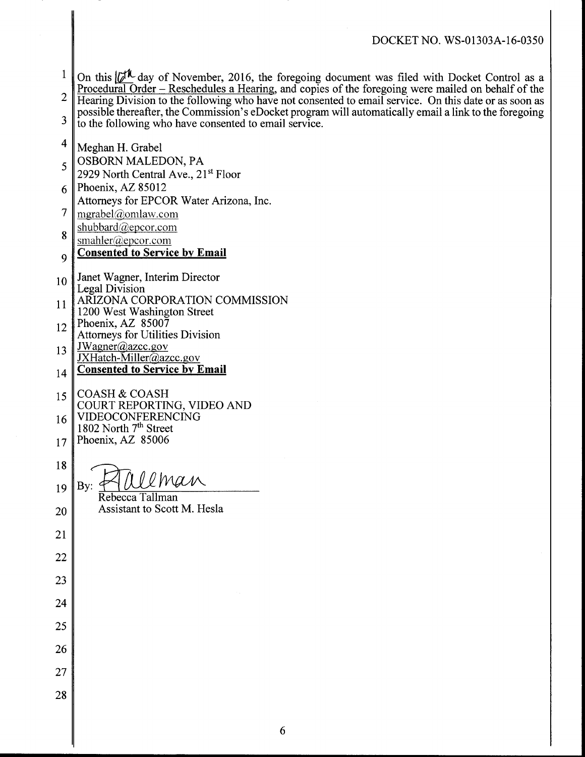DOCKET NO. WS-01303A-16-0350

On this 16th day of November, 2016, the foregoing document was filed with Docket Control as a Procedural Order – Reschedules a Hearing, and copies of the foregoing were mailed on behalf of the Hearing Division to the following who have not consented to email service. On this date or as soon as possible thereafter, the Commission's eDocket program will automatically email a link to the foregoing to the following who have consented to email service.

Meghan H. Grabel
OSBORN MALEDON, PA
2929 North Central Ave., 21st Floor
Phoenix, AZ 85012
Attorneys for EPCOR Water Arizona, Inc.
mgrabel@omlaw.com
shubbard@epcor.com
smahler@epcor.com
**Consented to Service by Email**

Janet Wagner, Interim Director
Legal Division
ARIZONA CORPORATION COMMISSION
1200 West Washington Street
Phoenix, AZ 85007
Attorneys for Utilities Division
JWagner@azcc.gov
JXHatch-Miller@azcc.gov
**Consented to Service by Email**

COASH & COASH
COURT REPORTING, VIDEO AND VIDEOCONFERENCING
1802 North 7th Street
Phoenix, AZ 85006

By: Tallman
Rebecca Tallman
Assistant to Scott M. Hesla